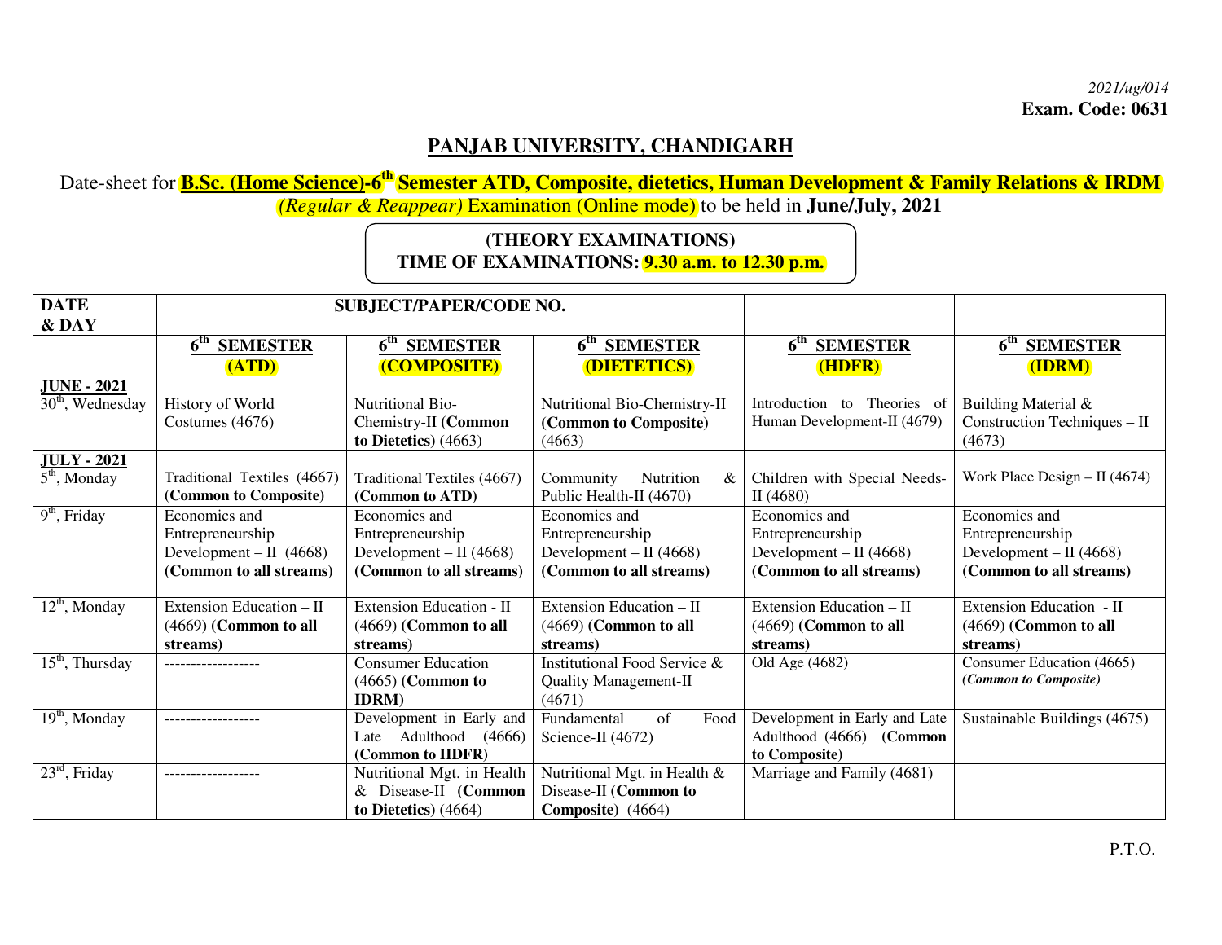*2021/ug/014*
**Exam. Code: 0631**

# PANJAB UNIVERSITY, CHANDIGARH

Date-sheet for **B.Sc. (Home Science)-6th Semester ATD, Composite, dietetics, Human Development & Family Relations & IRDM** *(Regular & Reappear)* Examination (Online mode) to be held in **June/July, 2021**

**(THEORY EXAMINATIONS)**
**TIME OF EXAMINATIONS: 9.30 a.m. to 12.30 p.m.**

| DATE & DAY | SUBJECT/PAPER/CODE NO. | | | | |
|---|---|---|---|---|---|
| | **6th SEMESTER (ATD)** | **6th SEMESTER (COMPOSITE)** | **6th SEMESTER (DIETETICS)** | **6th SEMESTER (HDFR)** | **6th SEMESTER (IDRM)** |
| **JUNE - 2021** 30th, Wednesday | History of World Costumes (4676) | Nutritional Bio-Chemistry-II **(Common to Dietetics)** (4663) | Nutritional Bio-Chemistry-II **(Common to Composite)** (4663) | Introduction to Theories of Human Development-II (4679) | Building Material & Construction Techniques – II (4673) |
| **JULY - 2021** 5th, Monday | Traditional Textiles (4667) **(Common to Composite)** | Traditional Textiles (4667) **(Common to ATD)** | Community Nutrition & Public Health-II (4670) | Children with Special Needs-II (4680) | Work Place Design – II (4674) |
| 9th, Friday | Economics and Entrepreneurship Development – II (4668) **(Common to all streams)** | Economics and Entrepreneurship Development – II (4668) **(Common to all streams)** | Economics and Entrepreneurship Development – II (4668) **(Common to all streams)** | Economics and Entrepreneurship Development – II (4668) **(Common to all streams)** | Economics and Entrepreneurship Development – II (4668) **(Common to all streams)** |
| 12th, Monday | Extension Education – II (4669) **(Common to all streams)** | Extension Education - II (4669) **(Common to all streams)** | Extension Education – II (4669) **(Common to all streams)** | Extension Education – II (4669) **(Common to all streams)** | Extension Education - II (4669) **(Common to all streams)** |
| 15th, Thursday | ------------------ | Consumer Education (4665) **(Common to IDRM)** | Institutional Food Service & Quality Management-II (4671) | Old Age (4682) | Consumer Education (4665) ***(Common to Composite)*** |
| 19th, Monday | ------------------ | Development in Early and Late Adulthood (4666) **(Common to HDFR)** | Fundamental of Food Science-II (4672) | Development in Early and Late Adulthood (4666) **(Common to Composite)** | Sustainable Buildings (4675) |
| 23rd, Friday | ------------------ | Nutritional Mgt. in Health & Disease-II **(Common to Dietetics)** (4664) | Nutritional Mgt. in Health & Disease-II **(Common to Composite)** (4664) | Marriage and Family (4681) | |

P.T.O.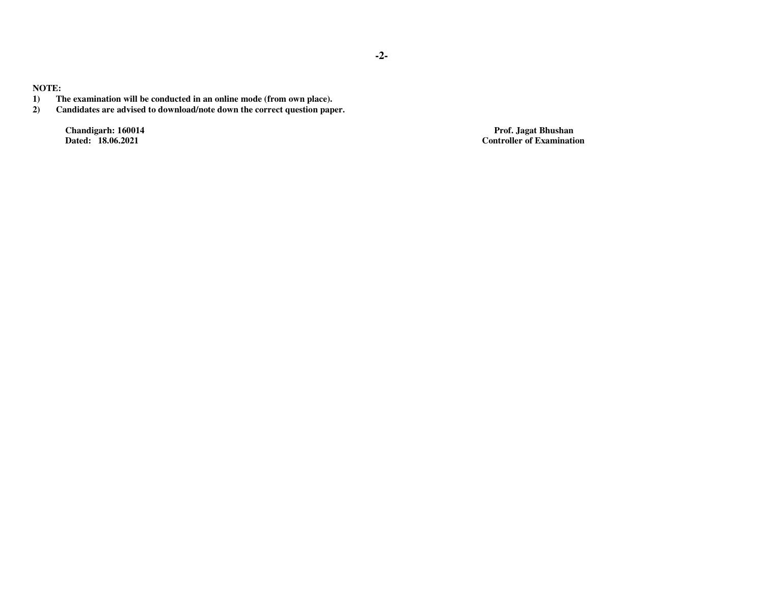**NOTE:**

1) **The examination will be conducted in an online mode (from own place).**
2) **Candidates are advised to download/note down the correct question paper.**

**Chandigarh: 160014**
**Dated: 18.06.2021**

**Prof. Jagat Bhushan**
**Controller of Examination**